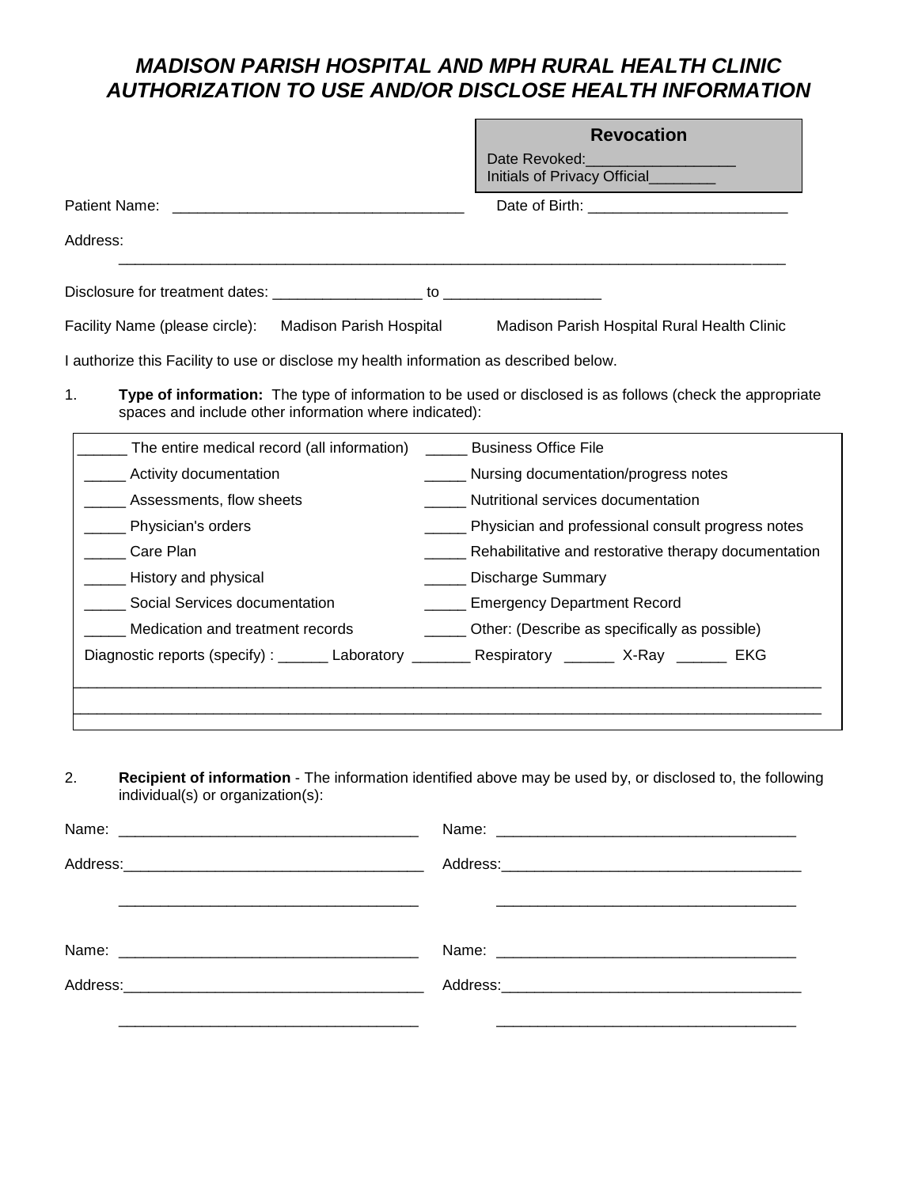# *MADISON PARISH HOSPITAL AND MPH RURAL HEALTH CLINIC*
# *AUTHORIZATION TO USE AND/OR DISCLOSE HEALTH INFORMATION*

| **Revocation** |
|---|
| Date Revoked:_________________ |
| Initials of Privacy Official________ |

Patient Name: ___________________________________ Date of Birth: ________________________

Address:

_________________________________________________________________________________

Disclosure for treatment dates: __________________ to ___________________

Facility Name (please circle): Madison Parish Hospital Madison Parish Hospital Rural Health Clinic

I authorize this Facility to use or disclose my health information as described below.

1. **Type of information:** The type of information to be used or disclosed is as follows (check the appropriate spaces and include other information where indicated):

| | |
|---|---|
| ______ The entire medical record (all information) | _____ Business Office File |
| _____ Activity documentation | _____ Nursing documentation/progress notes |
| _____ Assessments, flow sheets | _____ Nutritional services documentation |
| _____ Physician's orders | _____ Physician and professional consult progress notes |
| _____ Care Plan | _____ Rehabilitative and restorative therapy documentation |
| _____ History and physical | _____ Discharge Summary |
| _____ Social Services documentation | _____ Emergency Department Record |
| _____ Medication and treatment records | _____ Other: (Describe as specifically as possible) |

Diagnostic reports (specify) : ______ Laboratory _______ Respiratory ______ X-Ray ______ EKG

_________________________________________________________________________________

_________________________________________________________________________________

2. **Recipient of information** - The information identified above may be used by, or disclosed to, the following individual(s) or organization(s):

| | |
|---|---|
| Name: _____________________________________ | Name: _____________________________________ |
| Address:____________________________________ | Address:____________________________________ |
| _____________________________________ | _____________________________________ |
| Name: _____________________________________ | Name: _____________________________________ |
| Address:____________________________________ | Address:____________________________________ |
| _____________________________________ | _____________________________________ |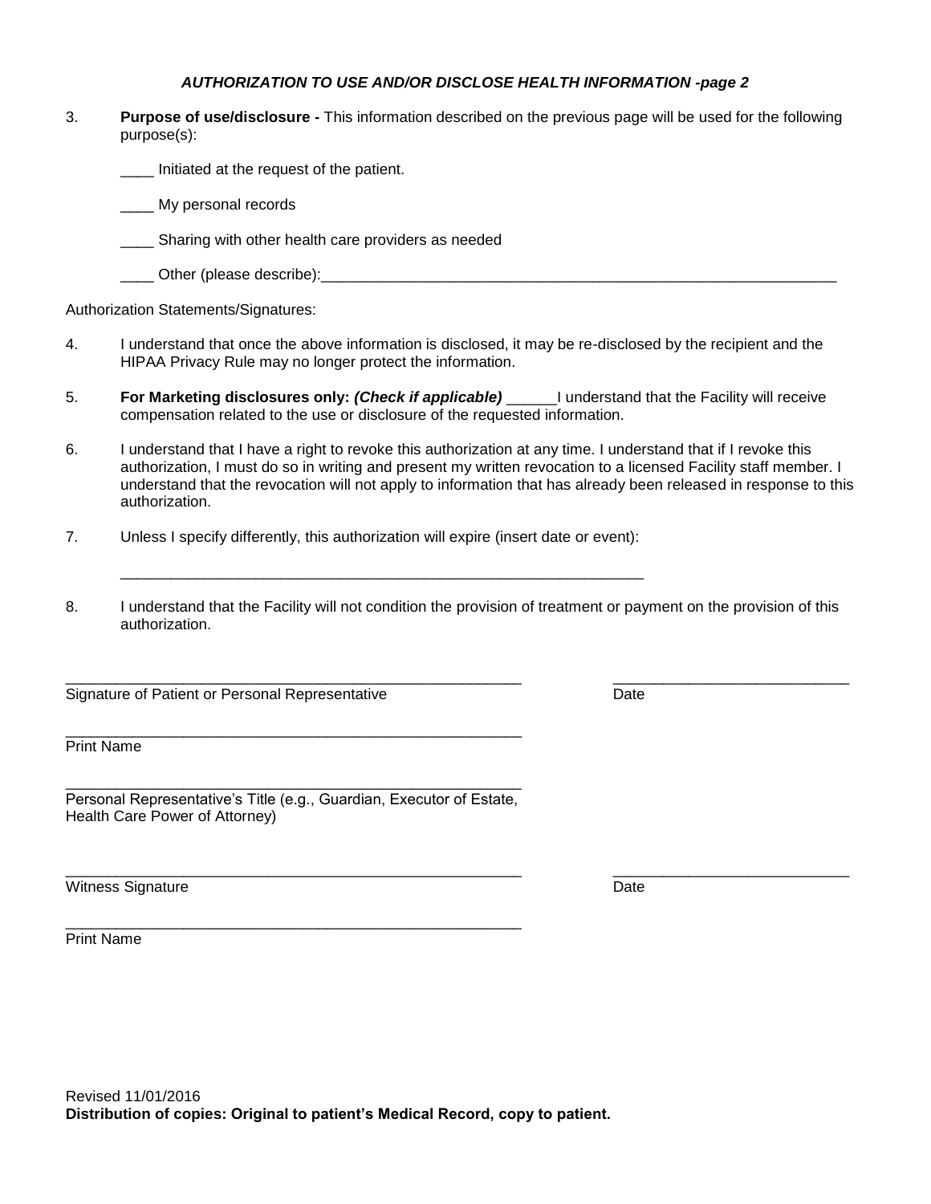*AUTHORIZATION TO USE AND/OR DISCLOSE HEALTH INFORMATION -page 2*

3. **Purpose of use/disclosure -** This information described on the previous page will be used for the following purpose(s):

   ____ Initiated at the request of the patient.

   ____ My personal records

   ____ Sharing with other health care providers as needed

   ____ Other (please describe):_________________________________________________________________

Authorization Statements/Signatures:

4. I understand that once the above information is disclosed, it may be re-disclosed by the recipient and the HIPAA Privacy Rule may no longer protect the information.

5. **For Marketing disclosures only:** ***(Check if applicable)*** ______I understand that the Facility will receive compensation related to the use or disclosure of the requested information.

6. I understand that I have a right to revoke this authorization at any time. I understand that if I revoke this authorization, I must do so in writing and present my written revocation to a licensed Facility staff member. I understand that the revocation will not apply to information that has already been released in response to this authorization.

7. Unless I specify differently, this authorization will expire (insert date or event):

   _________________________________________________________________

8. I understand that the Facility will not condition the provision of treatment or payment on the provision of this authorization.

_______________________________________________________ ____________________________
Signature of Patient or Personal Representative Date

_______________________________________________________
Print Name

_______________________________________________________
Personal Representative's Title (e.g., Guardian, Executor of Estate, Health Care Power of Attorney)

_______________________________________________________ ____________________________
Witness Signature Date

_______________________________________________________
Print Name

Revised 11/01/2016

**Distribution of copies: Original to patient's Medical Record, copy to patient.**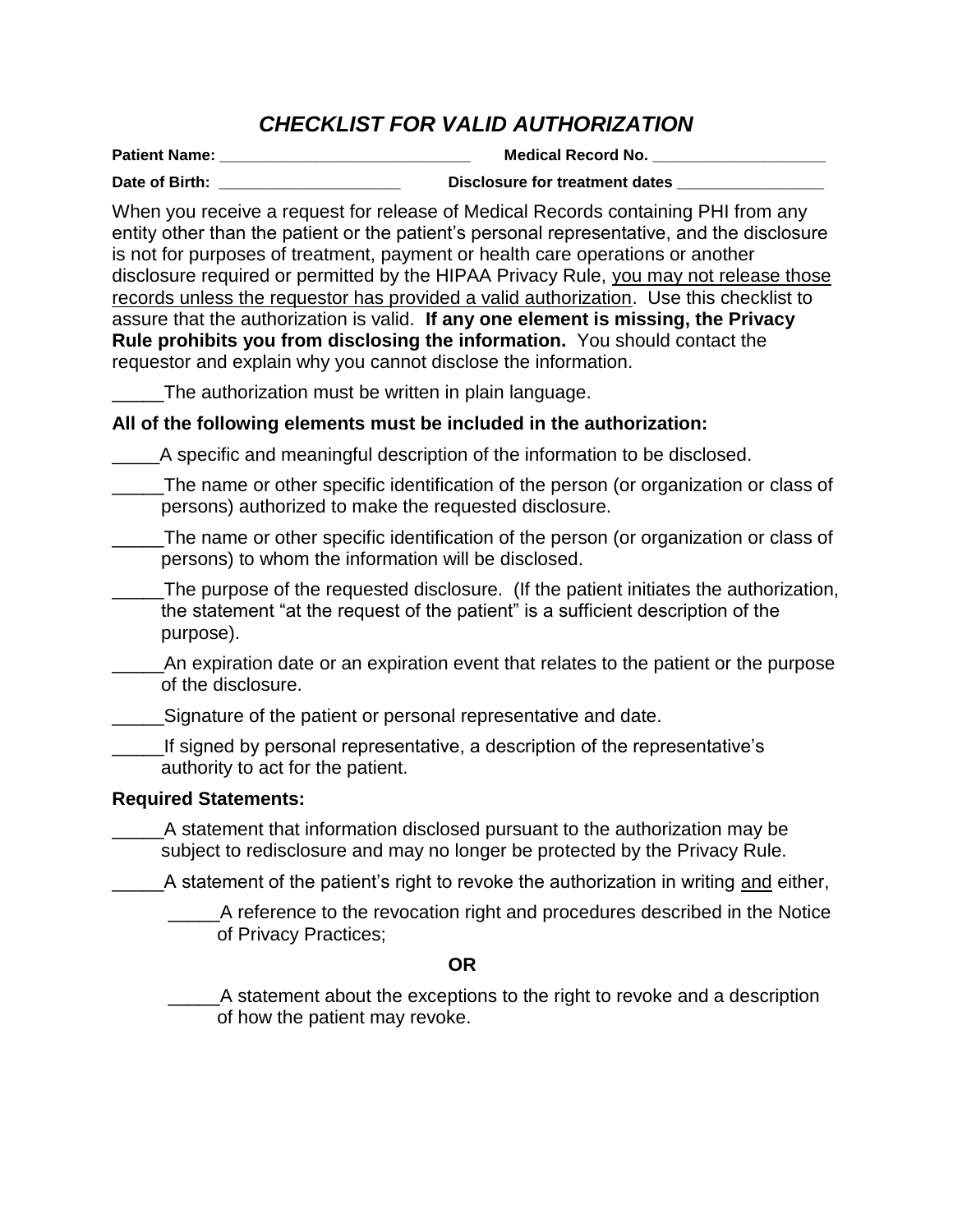# *CHECKLIST FOR VALID AUTHORIZATION*

**Patient Name: ____________________________** **Medical Record No. ___________________**

**Date of Birth: ____________________** **Disclosure for treatment dates ________________**

When you receive a request for release of Medical Records containing PHI from any entity other than the patient or the patient's personal representative, and the disclosure is not for purposes of treatment, payment or health care operations or another disclosure required or permitted by the HIPAA Privacy Rule, <u>you may not release those records unless the requestor has provided a valid authorization</u>. Use this checklist to assure that the authorization is valid. **If any one element is missing, the Privacy Rule prohibits you from disclosing the information.** You should contact the requestor and explain why you cannot disclose the information.

_____The authorization must be written in plain language.

**All of the following elements must be included in the authorization:**

_____A specific and meaningful description of the information to be disclosed.

_____The name or other specific identification of the person (or organization or class of persons) authorized to make the requested disclosure.

_____The name or other specific identification of the person (or organization or class of persons) to whom the information will be disclosed.

_____The purpose of the requested disclosure. (If the patient initiates the authorization, the statement "at the request of the patient" is a sufficient description of the purpose).

_____An expiration date or an expiration event that relates to the patient or the purpose of the disclosure.

_____Signature of the patient or personal representative and date.

_____If signed by personal representative, a description of the representative's authority to act for the patient.

**Required Statements:**

_____A statement that information disclosed pursuant to the authorization may be subject to redisclosure and may no longer be protected by the Privacy Rule.

_____A statement of the patient's right to revoke the authorization in writing <u>and</u> either,

_____A reference to the revocation right and procedures described in the Notice of Privacy Practices;

**OR**

_____A statement about the exceptions to the right to revoke and a description of how the patient may revoke.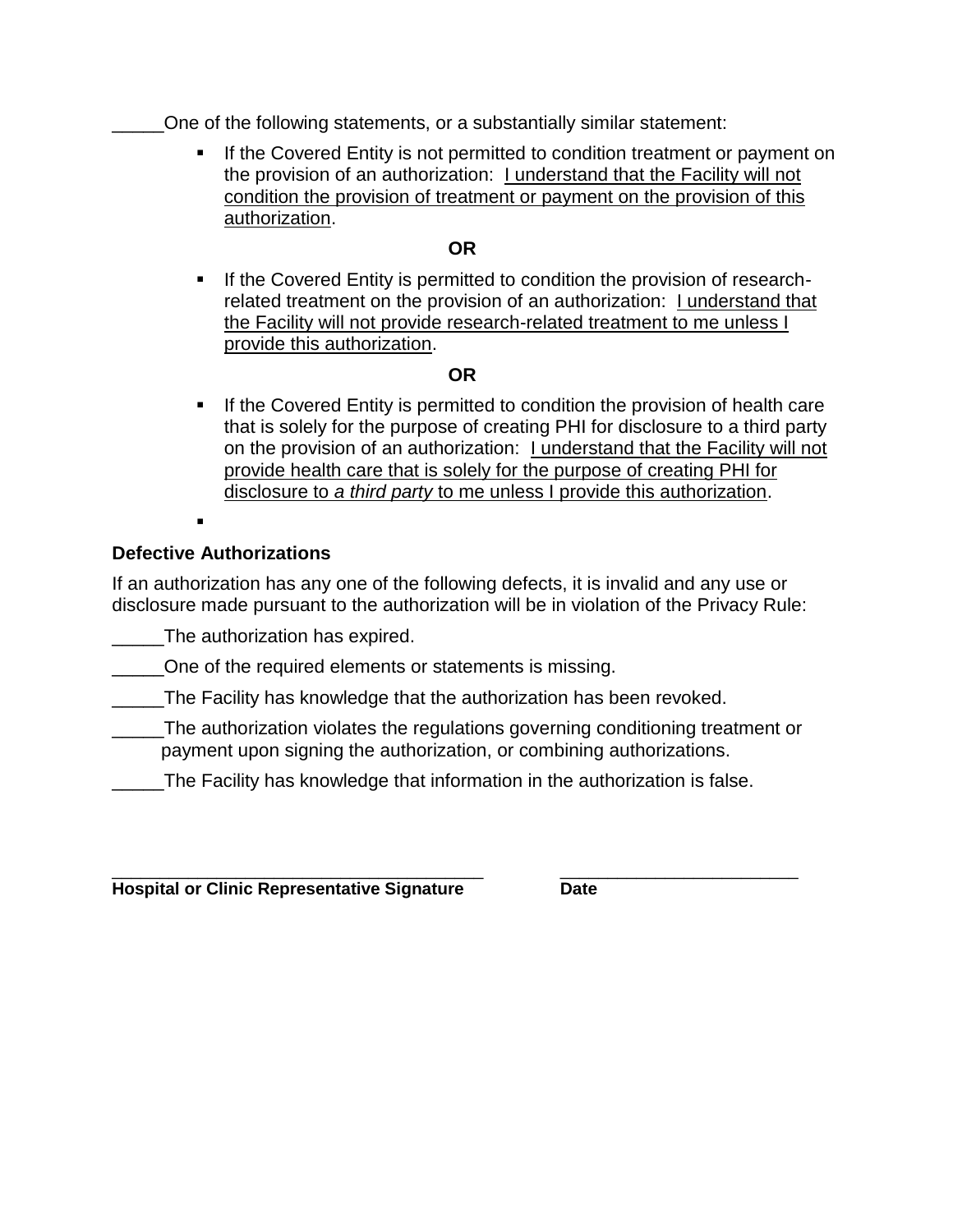_____One of the following statements, or a substantially similar statement:

- If the Covered Entity is not permitted to condition treatment or payment on the provision of an authorization: <u>I understand that the Facility will not condition the provision of treatment or payment on the provision of this authorization</u>.

  **OR**

- If the Covered Entity is permitted to condition the provision of research-related treatment on the provision of an authorization: <u>I understand that the Facility will not provide research-related treatment to me unless I provide this authorization</u>.

  **OR**

- If the Covered Entity is permitted to condition the provision of health care that is solely for the purpose of creating PHI for disclosure to a third party on the provision of an authorization: <u>I understand that the Facility will not provide health care that is solely for the purpose of creating PHI for disclosure to *a third party* to me unless I provide this authorization</u>.

**Defective Authorizations**

If an authorization has any one of the following defects, it is invalid and any use or disclosure made pursuant to the authorization will be in violation of the Privacy Rule:

_____The authorization has expired.

_____One of the required elements or statements is missing.

_____The Facility has knowledge that the authorization has been revoked.

_____The authorization violates the regulations governing conditioning treatment or payment upon signing the authorization, or combining authorizations.

_____The Facility has knowledge that information in the authorization is false.

_____________________________________ ________________________

**Hospital or Clinic Representative Signature** **Date**